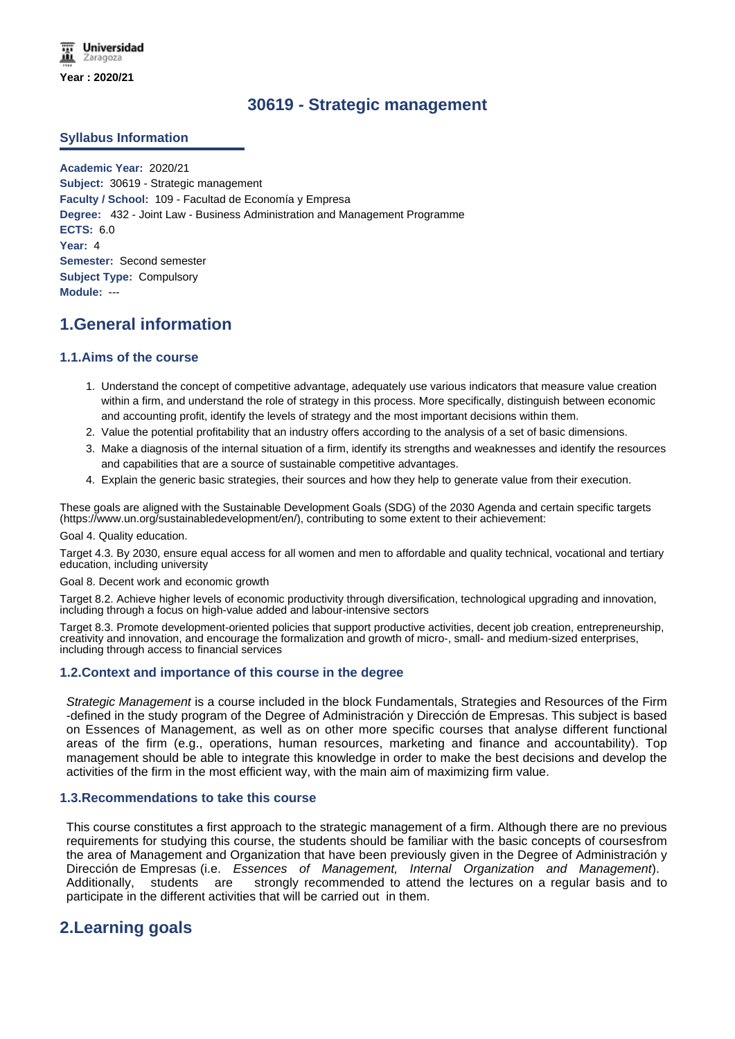Universidad Zaragoza

**Year : 2020/21**

# 30619 - Strategic management

## Syllabus Information

**Academic Year:** 2020/21
**Subject:** 30619 - Strategic management
**Faculty / School:** 109 - Facultad de Economía y Empresa
**Degree:** 432 - Joint Law - Business Administration and Management Programme
**ECTS:** 6.0
**Year:** 4
**Semester:** Second semester
**Subject Type:** Compulsory
**Module:** ---

# 1.General information

## 1.1.Aims of the course

1. Understand the concept of competitive advantage, adequately use various indicators that measure value creation within a firm, and understand the role of strategy in this process. More specifically, distinguish between economic and accounting profit, identify the levels of strategy and the most important decisions within them.
2. Value the potential profitability that an industry offers according to the analysis of a set of basic dimensions.
3. Make a diagnosis of the internal situation of a firm, identify its strengths and weaknesses and identify the resources and capabilities that are a source of sustainable competitive advantages.
4. Explain the generic basic strategies, their sources and how they help to generate value from their execution.

These goals are aligned with the Sustainable Development Goals (SDG) of the 2030 Agenda and certain specific targets (https://www.un.org/sustainabledevelopment/en/), contributing to some extent to their achievement:

Goal 4. Quality education.

Target 4.3. By 2030, ensure equal access for all women and men to affordable and quality technical, vocational and tertiary education, including university

Goal 8. Decent work and economic growth

Target 8.2. Achieve higher levels of economic productivity through diversification, technological upgrading and innovation, including through a focus on high-value added and labour-intensive sectors

Target 8.3. Promote development-oriented policies that support productive activities, decent job creation, entrepreneurship, creativity and innovation, and encourage the formalization and growth of micro-, small- and medium-sized enterprises, including through access to financial services

## 1.2.Context and importance of this course in the degree

*Strategic Management* is a course included in the block Fundamentals, Strategies and Resources of the Firm -defined in the study program of the Degree of Administración y Dirección de Empresas. This subject is based on Essences of Management, as well as on other more specific courses that analyse different functional areas of the firm (e.g., operations, human resources, marketing and finance and accountability). Top management should be able to integrate this knowledge in order to make the best decisions and develop the activities of the firm in the most efficient way, with the main aim of maximizing firm value.

## 1.3.Recommendations to take this course

This course constitutes a first approach to the strategic management of a firm. Although there are no previous requirements for studying this course, the students should be familiar with the basic concepts of coursesfrom the area of Management and Organization that have been previously given in the Degree of Administración y Dirección de Empresas (i.e. *Essences of Management, Internal Organization and Management*). Additionally, students are strongly recommended to attend the lectures on a regular basis and to participate in the different activities that will be carried out in them.

# 2.Learning goals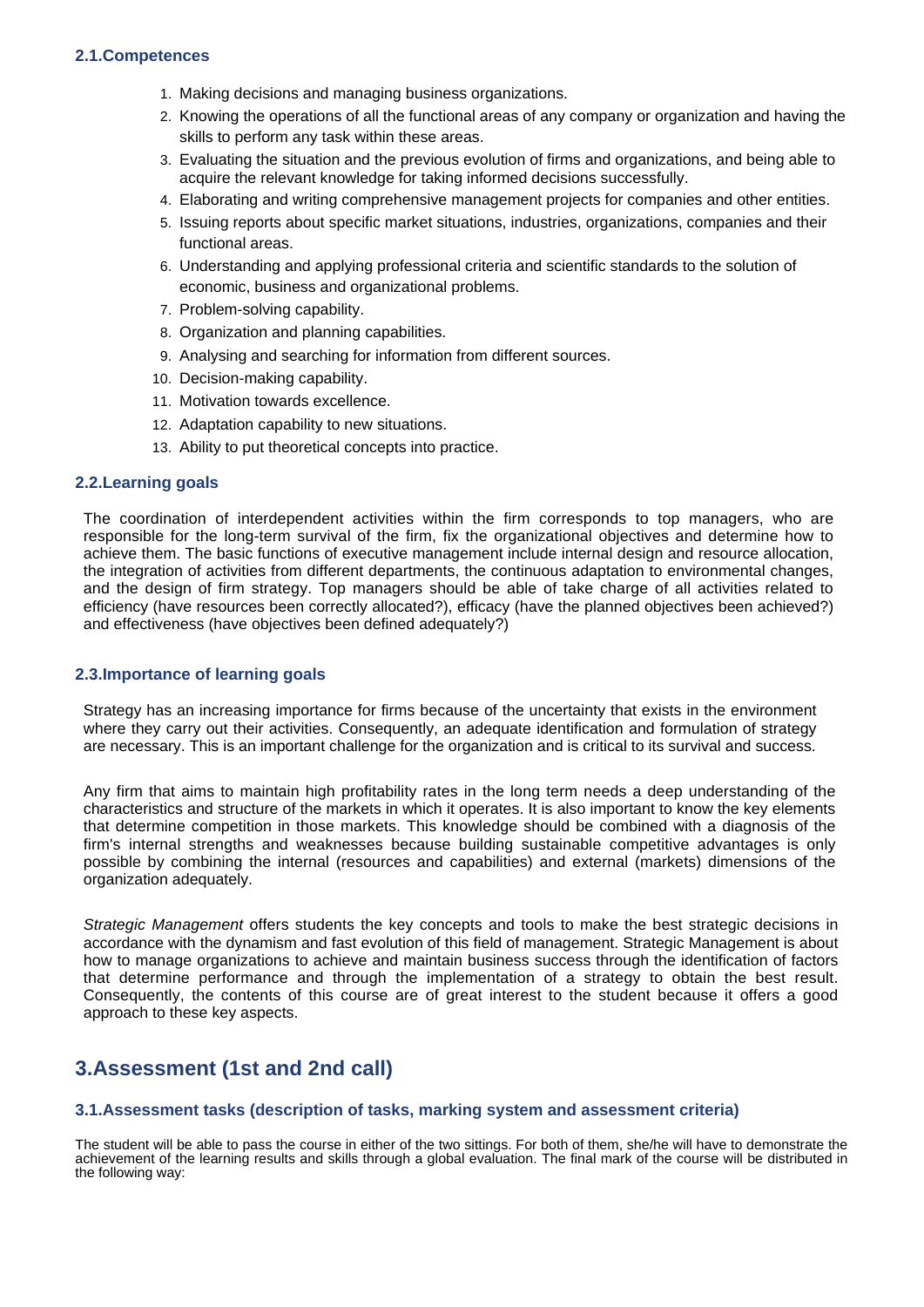### 2.1.Competences

1. Making decisions and managing business organizations.
2. Knowing the operations of all the functional areas of any company or organization and having the skills to perform any task within these areas.
3. Evaluating the situation and the previous evolution of firms and organizations, and being able to acquire the relevant knowledge for taking informed decisions successfully.
4. Elaborating and writing comprehensive management projects for companies and other entities.
5. Issuing reports about specific market situations, industries, organizations, companies and their functional areas.
6. Understanding and applying professional criteria and scientific standards to the solution of economic, business and organizational problems.
7. Problem-solving capability.
8. Organization and planning capabilities.
9. Analysing and searching for information from different sources.
10. Decision-making capability.
11. Motivation towards excellence.
12. Adaptation capability to new situations.
13. Ability to put theoretical concepts into practice.

### 2.2.Learning goals

The coordination of interdependent activities within the firm corresponds to top managers, who are responsible for the long-term survival of the firm, fix the organizational objectives and determine how to achieve them. The basic functions of executive management include internal design and resource allocation, the integration of activities from different departments, the continuous adaptation to environmental changes, and the design of firm strategy. Top managers should be able of take charge of all activities related to efficiency (have resources been correctly allocated?), efficacy (have the planned objectives been achieved?) and effectiveness (have objectives been defined adequately?)

### 2.3.Importance of learning goals

Strategy has an increasing importance for firms because of the uncertainty that exists in the environment where they carry out their activities. Consequently, an adequate identification and formulation of strategy are necessary. This is an important challenge for the organization and is critical to its survival and success.

Any firm that aims to maintain high profitability rates in the long term needs a deep understanding of the characteristics and structure of the markets in which it operates. It is also important to know the key elements that determine competition in those markets. This knowledge should be combined with a diagnosis of the firm's internal strengths and weaknesses because building sustainable competitive advantages is only possible by combining the internal (resources and capabilities) and external (markets) dimensions of the organization adequately.

*Strategic Management* offers students the key concepts and tools to make the best strategic decisions in accordance with the dynamism and fast evolution of this field of management. Strategic Management is about how to manage organizations to achieve and maintain business success through the identification of factors that determine performance and through the implementation of a strategy to obtain the best result. Consequently, the contents of this course are of great interest to the student because it offers a good approach to these key aspects.

## 3.Assessment (1st and 2nd call)

### 3.1.Assessment tasks (description of tasks, marking system and assessment criteria)

The student will be able to pass the course in either of the two sittings. For both of them, she/he will have to demonstrate the achievement of the learning results and skills through a global evaluation. The final mark of the course will be distributed in the following way: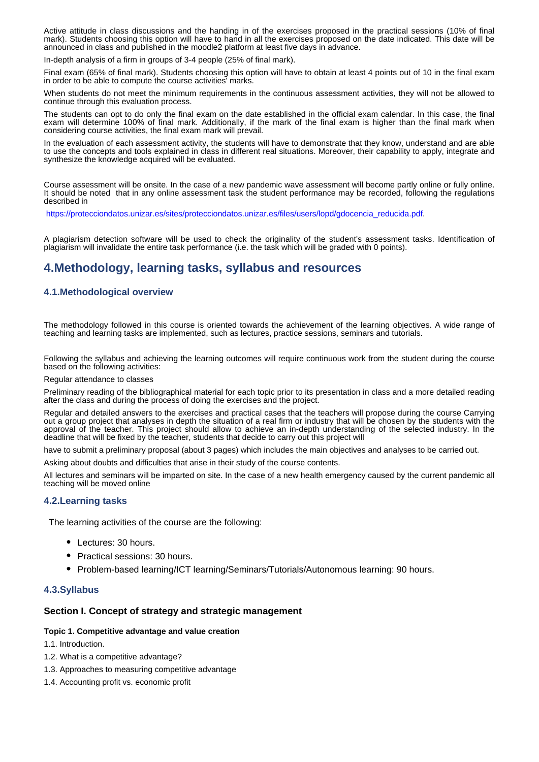Active attitude in class discussions and the handing in of the exercises proposed in the practical sessions (10% of final mark). Students choosing this option will have to hand in all the exercises proposed on the date indicated. This date will be announced in class and published in the moodle2 platform at least five days in advance.

In-depth analysis of a firm in groups of 3-4 people (25% of final mark).

Final exam (65% of final mark). Students choosing this option will have to obtain at least 4 points out of 10 in the final exam in order to be able to compute the course activities' marks.

When students do not meet the minimum requirements in the continuous assessment activities, they will not be allowed to continue through this evaluation process.

The students can opt to do only the final exam on the date established in the official exam calendar. In this case, the final exam will determine 100% of final mark. Additionally, if the mark of the final exam is higher than the final mark when considering course activities, the final exam mark will prevail.

In the evaluation of each assessment activity, the students will have to demonstrate that they know, understand and are able to use the concepts and tools explained in class in different real situations. Moreover, their capability to apply, integrate and synthesize the knowledge acquired will be evaluated.

Course assessment will be onsite. In the case of a new pandemic wave assessment will become partly online or fully online. It should be noted that in any online assessment task the student performance may be recorded, following the regulations described in

https://protecciondatos.unizar.es/sites/protecciondatos.unizar.es/files/users/lopd/gdocencia_reducida.pdf.

A plagiarism detection software will be used to check the originality of the student's assessment tasks. Identification of plagiarism will invalidate the entire task performance (i.e. the task which will be graded with 0 points).

## 4.Methodology, learning tasks, syllabus and resources

### 4.1.Methodological overview

The methodology followed in this course is oriented towards the achievement of the learning objectives. A wide range of teaching and learning tasks are implemented, such as lectures, practice sessions, seminars and tutorials.

Following the syllabus and achieving the learning outcomes will require continuous work from the student during the course based on the following activities:

Regular attendance to classes

Preliminary reading of the bibliographical material for each topic prior to its presentation in class and a more detailed reading after the class and during the process of doing the exercises and the project.

Regular and detailed answers to the exercises and practical cases that the teachers will propose during the course Carrying out a group project that analyses in depth the situation of a real firm or industry that will be chosen by the students with the approval of the teacher. This project should allow to achieve an in-depth understanding of the selected industry. In the deadline that will be fixed by the teacher, students that decide to carry out this project will

have to submit a preliminary proposal (about 3 pages) which includes the main objectives and analyses to be carried out.

Asking about doubts and difficulties that arise in their study of the course contents.

All lectures and seminars will be imparted on site. In the case of a new health emergency caused by the current pandemic all teaching will be moved online

### 4.2.Learning tasks

The learning activities of the course are the following:

- Lectures: 30 hours.
- Practical sessions: 30 hours.
- Problem-based learning/ICT learning/Seminars/Tutorials/Autonomous learning: 90 hours.

### 4.3.Syllabus

#### Section I. Concept of strategy and strategic management

**Topic 1. Competitive advantage and value creation**

1.1. Introduction.

1.2. What is a competitive advantage?

1.3. Approaches to measuring competitive advantage

1.4. Accounting profit vs. economic profit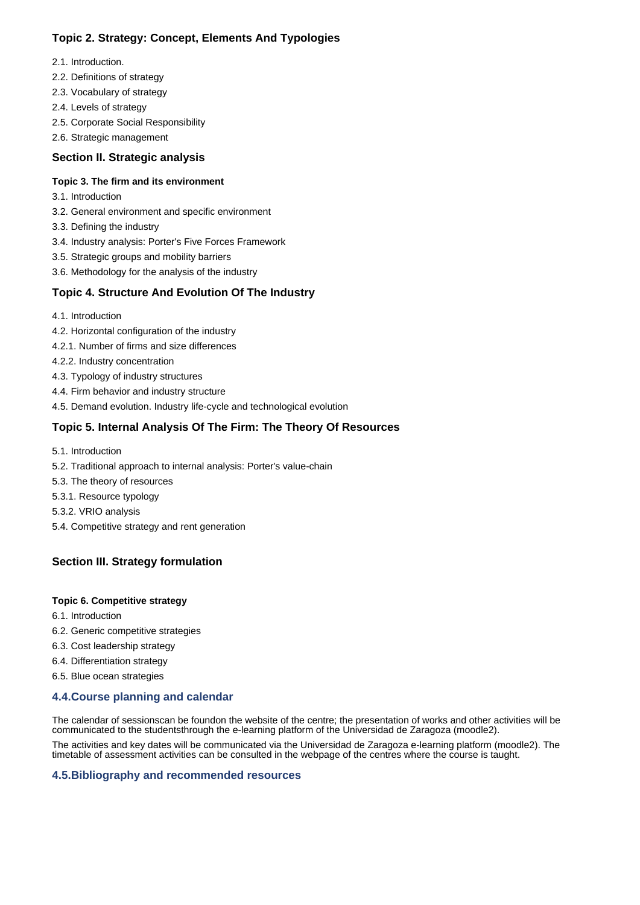### Topic 2. Strategy: Concept, Elements And Typologies

2.1. Introduction.

2.2. Definitions of strategy

2.3. Vocabulary of strategy

2.4. Levels of strategy

2.5. Corporate Social Responsibility

2.6. Strategic management

### Section II. Strategic analysis

#### Topic 3. The firm and its environment

3.1. Introduction

3.2. General environment and specific environment

3.3. Defining the industry

3.4. Industry analysis: Porter's Five Forces Framework

3.5. Strategic groups and mobility barriers

3.6. Methodology for the analysis of the industry

### Topic 4. Structure And Evolution Of The Industry

4.1. Introduction

4.2. Horizontal configuration of the industry

4.2.1. Number of firms and size differences

4.2.2. Industry concentration

4.3. Typology of industry structures

4.4. Firm behavior and industry structure

4.5. Demand evolution. Industry life-cycle and technological evolution

### Topic 5. Internal Analysis Of The Firm: The Theory Of Resources

5.1. Introduction

5.2. Traditional approach to internal analysis: Porter's value-chain

5.3. The theory of resources

5.3.1. Resource typology

5.3.2. VRIO analysis

5.4. Competitive strategy and rent generation

### Section III. Strategy formulation

#### Topic 6. Competitive strategy

6.1. Introduction

6.2. Generic competitive strategies

6.3. Cost leadership strategy

6.4. Differentiation strategy

6.5. Blue ocean strategies

## 4.4.Course planning and calendar

The calendar of sessionscan be foundon the website of the centre; the presentation of works and other activities will be communicated to the studentsthrough the e-learning platform of the Universidad de Zaragoza (moodle2).

The activities and key dates will be communicated via the Universidad de Zaragoza e-learning platform (moodle2). The timetable of assessment activities can be consulted in the webpage of the centres where the course is taught.

## 4.5.Bibliography and recommended resources